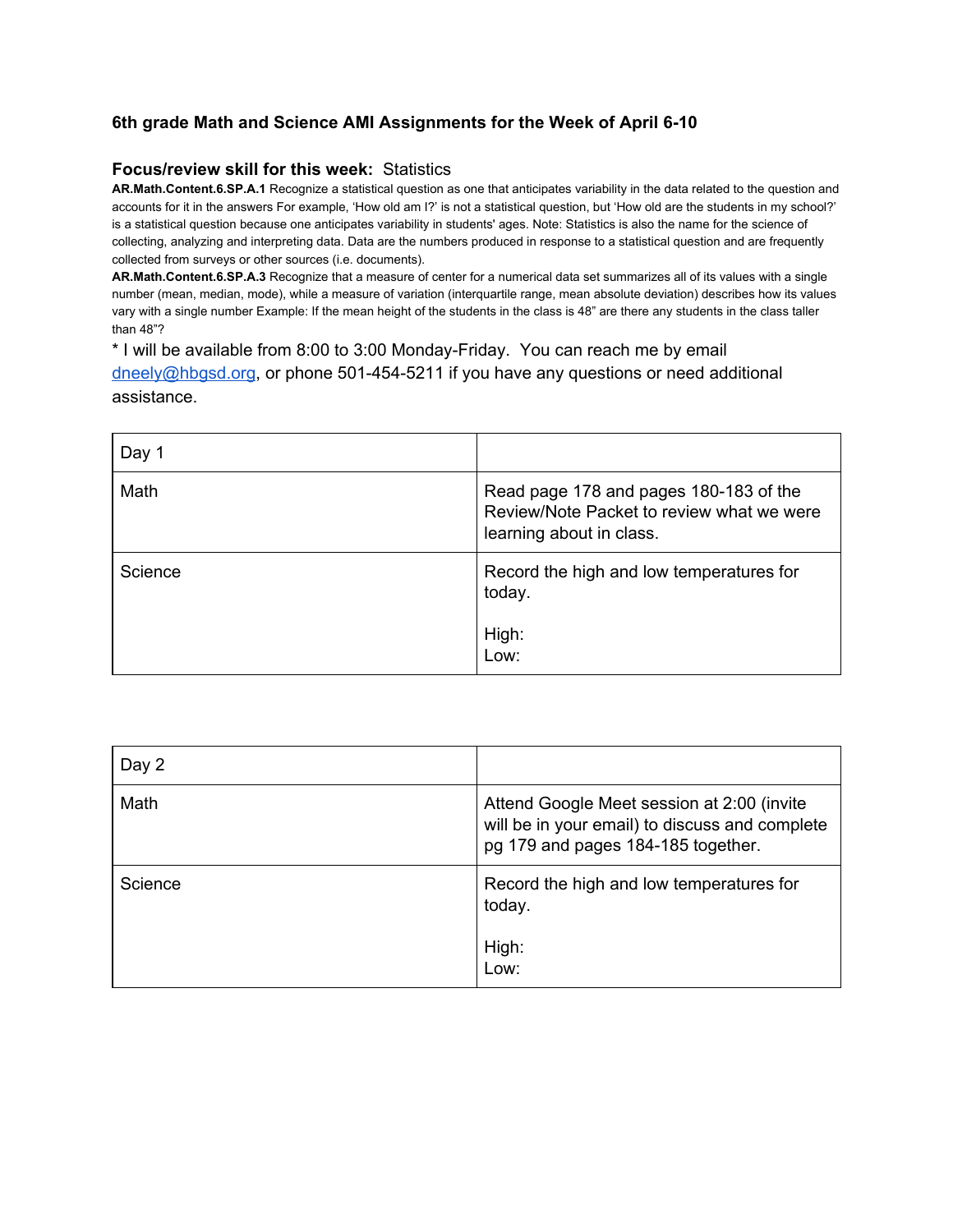# 6th grade Math and Science AMI Assignments for the Week of April 6-10

## **Focus/review skill for this week:** Statistics

**AR.Math.Content.6.SP.A.1** Recognize a statistical question as one that anticipates variability in the data related to the question and accounts for it in the answers For example, 'How old am I?' is not a statistical question, but 'How old are the students in my school?' is a statistical question because one anticipates variability in students' ages. Note: Statistics is also the name for the science of collecting, analyzing and interpreting data. Data are the numbers produced in response to a statistical question and are frequently collected from surveys or other sources (i.e. documents).

**AR.Math.Content.6.SP.A.3** Recognize that a measure of center for a numerical data set summarizes all of its values with a single number (mean, median, mode), while a measure of variation (interquartile range, mean absolute deviation) describes how its values vary with a single number Example: If the mean height of the students in the class is 48" are there any students in the class taller than 48"?

* I will be available from 8:00 to 3:00 Monday-Friday. You can reach me by email dneely@hbgsd.org, or phone 501-454-5211 if you have any questions or need additional assistance.

| Day 1 | |
|---|---|
| Math | Read page 178 and pages 180-183 of the Review/Note Packet to review what we were learning about in class. |
| Science | Record the high and low temperatures for today.<br><br>High:<br>Low: |

| Day 2 | |
|---|---|
| Math | Attend Google Meet session at 2:00 (invite will be in your email) to discuss and complete pg 179 and pages 184-185 together. |
| Science | Record the high and low temperatures for today.<br><br>High:<br>Low: |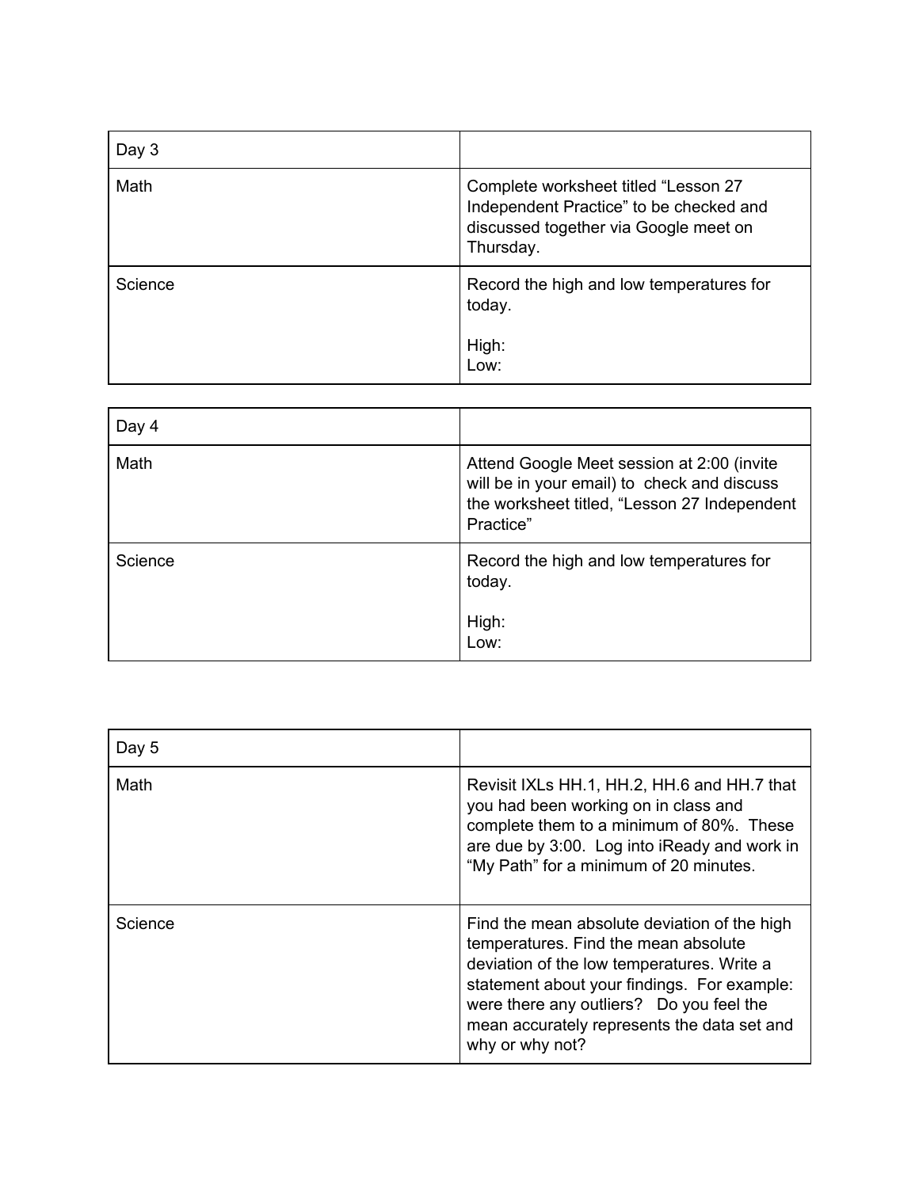| Day 3 | |
|---|---|
| Math | Complete worksheet titled “Lesson 27 Independent Practice” to be checked and discussed together via Google meet on Thursday. |
| Science | Record the high and low temperatures for today.<br><br>High:<br>Low: |

| Day 4 | |
|---|---|
| Math | Attend Google Meet session at 2:00 (invite will be in your email) to check and discuss the worksheet titled, “Lesson 27 Independent Practice” |
| Science | Record the high and low temperatures for today.<br><br>High:<br>Low: |

| Day 5 | |
|---|---|
| Math | Revisit IXLs HH.1, HH.2, HH.6 and HH.7 that you had been working on in class and complete them to a minimum of 80%. These are due by 3:00. Log into iReady and work in “My Path” for a minimum of 20 minutes. |
| Science | Find the mean absolute deviation of the high temperatures. Find the mean absolute deviation of the low temperatures. Write a statement about your findings. For example: were there any outliers? Do you feel the mean accurately represents the data set and why or why not? |